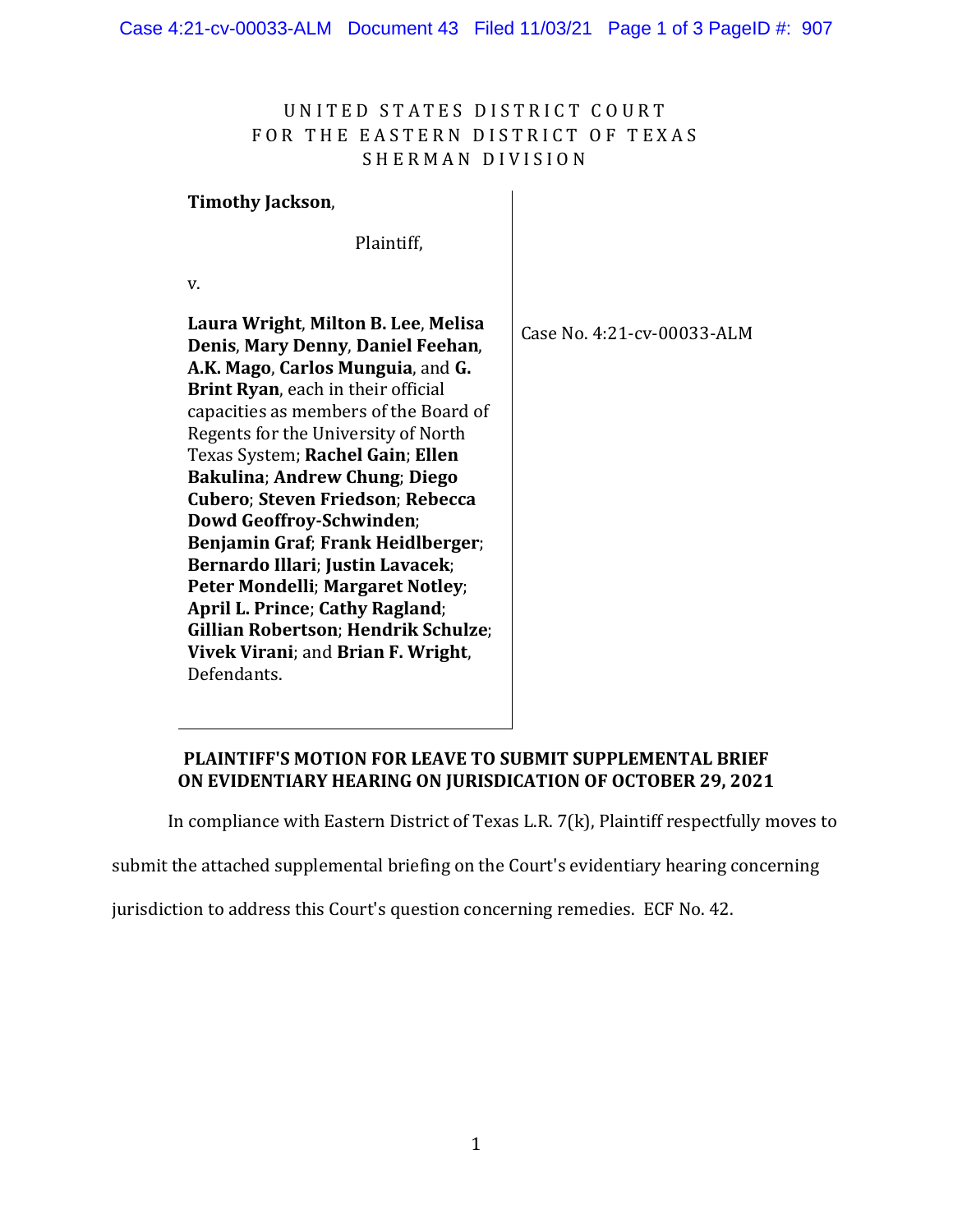UNITED STATES DISTRICT COURT
FOR THE EASTERN DISTRICT OF TEXAS
SHERMAN DIVISION

| | |
|---|---|
| **Timothy Jackson**,<br><br>Plaintiff,<br><br>v.<br><br>**Laura Wright**, **Milton B. Lee**, **Melisa Denis**, **Mary Denny**, **Daniel Feehan**, **A.K. Mago**, **Carlos Munguia**, and **G. Brint Ryan**, each in their official capacities as members of the Board of Regents for the University of North Texas System; **Rachel Gain**; **Ellen Bakulina**; **Andrew Chung**; **Diego Cubero**; **Steven Friedson**; **Rebecca Dowd Geoffroy-Schwinden**; **Benjamin Graf**; **Frank Heidlberger**; **Bernardo Illari**; **Justin Lavacek**; **Peter Mondelli**; **Margaret Notley**; **April L. Prince**; **Cathy Ragland**; **Gillian Robertson**; **Hendrik Schulze**; **Vivek Virani**; and **Brian F. Wright**, Defendants. | Case No. 4:21-cv-00033-ALM |

**PLAINTIFF'S MOTION FOR LEAVE TO SUBMIT SUPPLEMENTAL BRIEF ON EVIDENTIARY HEARING ON JURISDICTION OF OCTOBER 29, 2021**

In compliance with Eastern District of Texas L.R. 7(k), Plaintiff respectfully moves to submit the attached supplemental briefing on the Court's evidentiary hearing concerning jurisdiction to address this Court's question concerning remedies. ECF No. 42.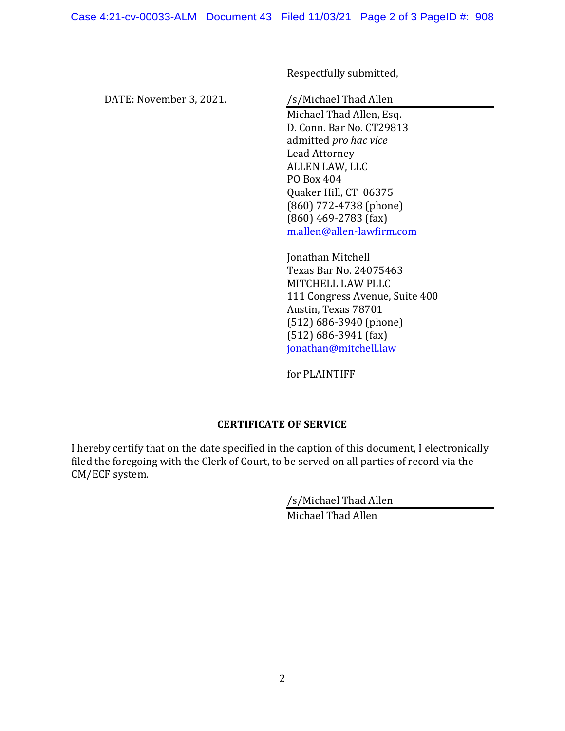Respectfully submitted,

DATE: November 3, 2021.

/s/Michael Thad Allen
Michael Thad Allen, Esq.
D. Conn. Bar No. CT29813
admitted *pro hac vice*
Lead Attorney
ALLEN LAW, LLC
PO Box 404
Quaker Hill, CT 06375
(860) 772-4738 (phone)
(860) 469-2783 (fax)
m.allen@allen-lawfirm.com

Jonathan Mitchell
Texas Bar No. 24075463
MITCHELL LAW PLLC
111 Congress Avenue, Suite 400
Austin, Texas 78701
(512) 686-3940 (phone)
(512) 686-3941 (fax)
jonathan@mitchell.law

for PLAINTIFF

**CERTIFICATE OF SERVICE**

I hereby certify that on the date specified in the caption of this document, I electronically filed the foregoing with the Clerk of Court, to be served on all parties of record via the CM/ECF system.

/s/Michael Thad Allen
Michael Thad Allen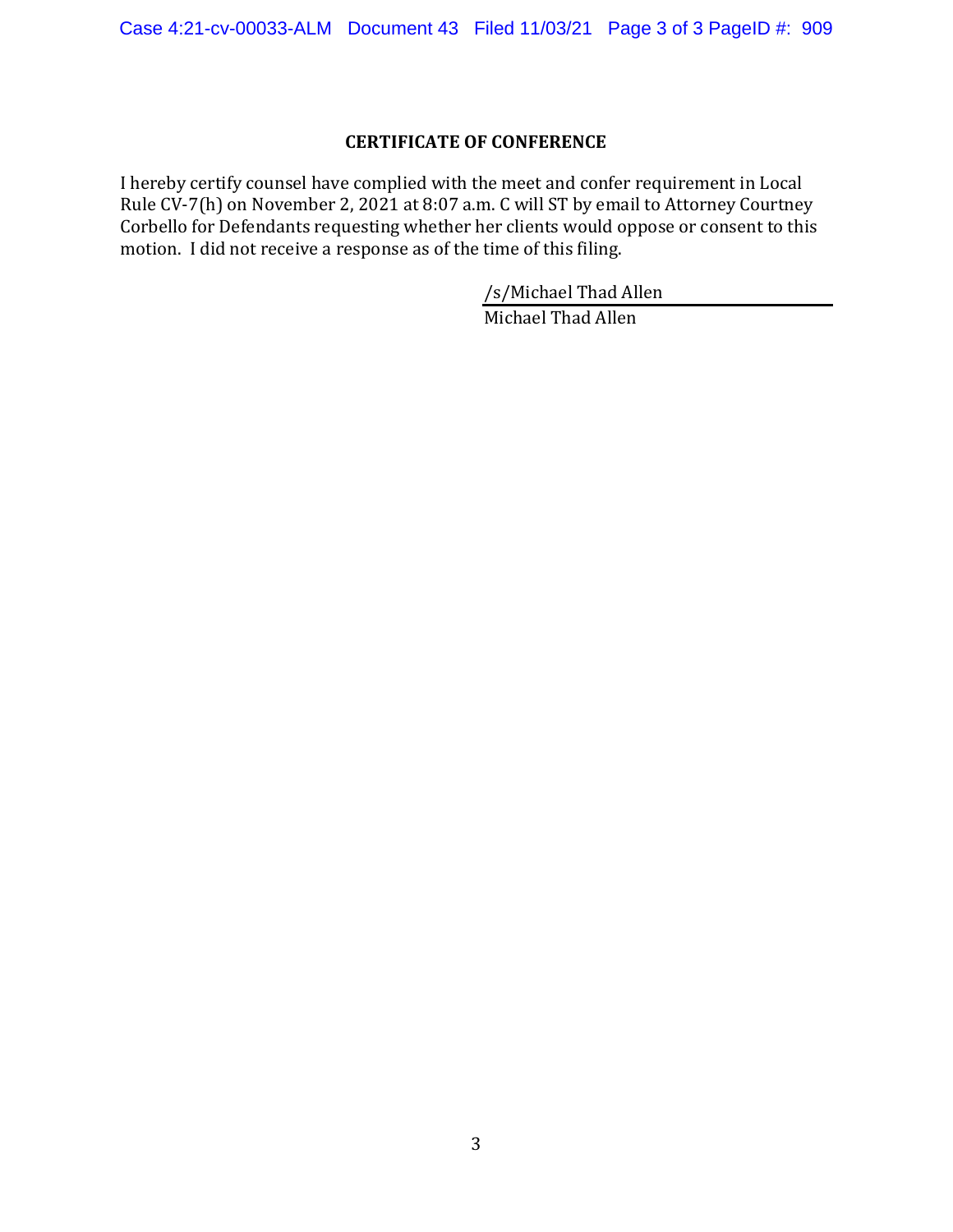**CERTIFICATE OF CONFERENCE**

I hereby certify counsel have complied with the meet and confer requirement in Local Rule CV-7(h) on November 2, 2021 at 8:07 a.m. C will ST by email to Attorney Courtney Corbello for Defendants requesting whether her clients would oppose or consent to this motion. I did not receive a response as of the time of this filing.

/s/Michael Thad Allen
Michael Thad Allen